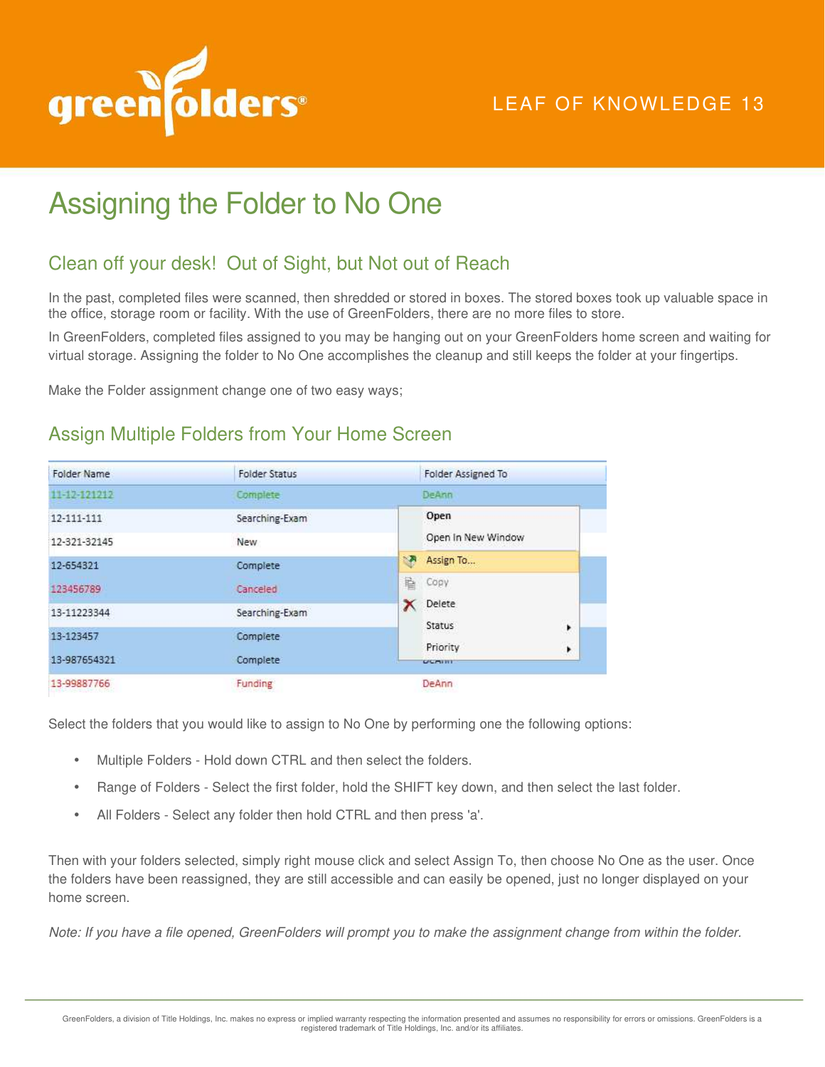# Assigning the Folder to No One

LEAF OF KNOWLEDGE 13

## Clean off your desk! Out of Sight, but Not out of Reach

In the past, completed files were scanned, then shredded or stored in boxes. The stored boxes took up valuable space in the office, storage room or facility. With the use of GreenFolders, there are no more files to store.

In GreenFolders, completed files assigned to you may be hanging out on your GreenFolders home screen and waiting for virtual storage. Assigning the folder to No One accomplishes the cleanup and still keeps the folder at your fingertips.

Make the Folder assignment change one of two easy ways;

## Assign Multiple Folders from Your Home Screen

| Folder Name | Folder Status | Folder Assigned To |
|---|---|---|
| 11-12-121212 | Complete | DeAnn |
| 12-111-111 | Searching-Exam | |
| 12-321-32145 | New | |
| 12-654321 | Complete | |
| 123456789 | Canceled | |
| 13-11223344 | Searching-Exam | |
| 13-123457 | Complete | |
| 13-987654321 | Complete | DeAnn |
| 13-99887766 | Funding | DeAnn |

Select the folders that you would like to assign to No One by performing one the following options:

- Multiple Folders - Hold down CTRL and then select the folders.
- Range of Folders - Select the first folder, hold the SHIFT key down, and then select the last folder.
- All Folders - Select any folder then hold CTRL and then press 'a'.

Then with your folders selected, simply right mouse click and select Assign To, then choose No One as the user. Once the folders have been reassigned, they are still accessible and can easily be opened, just no longer displayed on your home screen.

*Note: If you have a file opened, GreenFolders will prompt you to make the assignment change from within the folder.*

GreenFolders, a division of Title Holdings, Inc. makes no express or implied warranty respecting the information presented and assumes no responsibility for errors or omissions. GreenFolders is a registered trademark of Title Holdings, Inc. and/or its affiliates.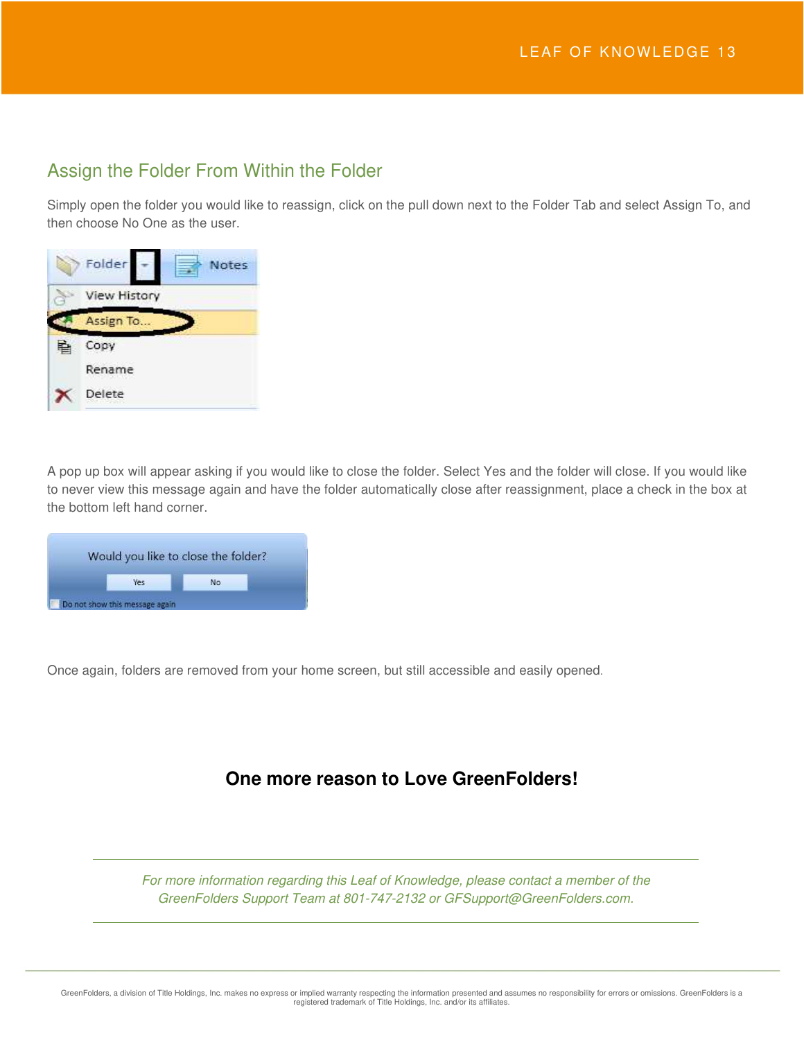## Assign the Folder From Within the Folder

Simply open the folder you would like to reassign, click on the pull down next to the Folder Tab and select Assign To, and then choose No One as the user.

A pop up box will appear asking if you would like to close the folder. Select Yes and the folder will close. If you would like to never view this message again and have the folder automatically close after reassignment, place a check in the box at the bottom left hand corner.

Once again, folders are removed from your home screen, but still accessible and easily opened.

**One more reason to Love GreenFolders!**

*For more information regarding this Leaf of Knowledge, please contact a member of the GreenFolders Support Team at 801-747-2132 or GFSupport@GreenFolders.com.*

GreenFolders, a division of Title Holdings, Inc. makes no express or implied warranty respecting the information presented and assumes no responsibility for errors or omissions. GreenFolders is a registered trademark of Title Holdings, Inc. and/or its affiliates.